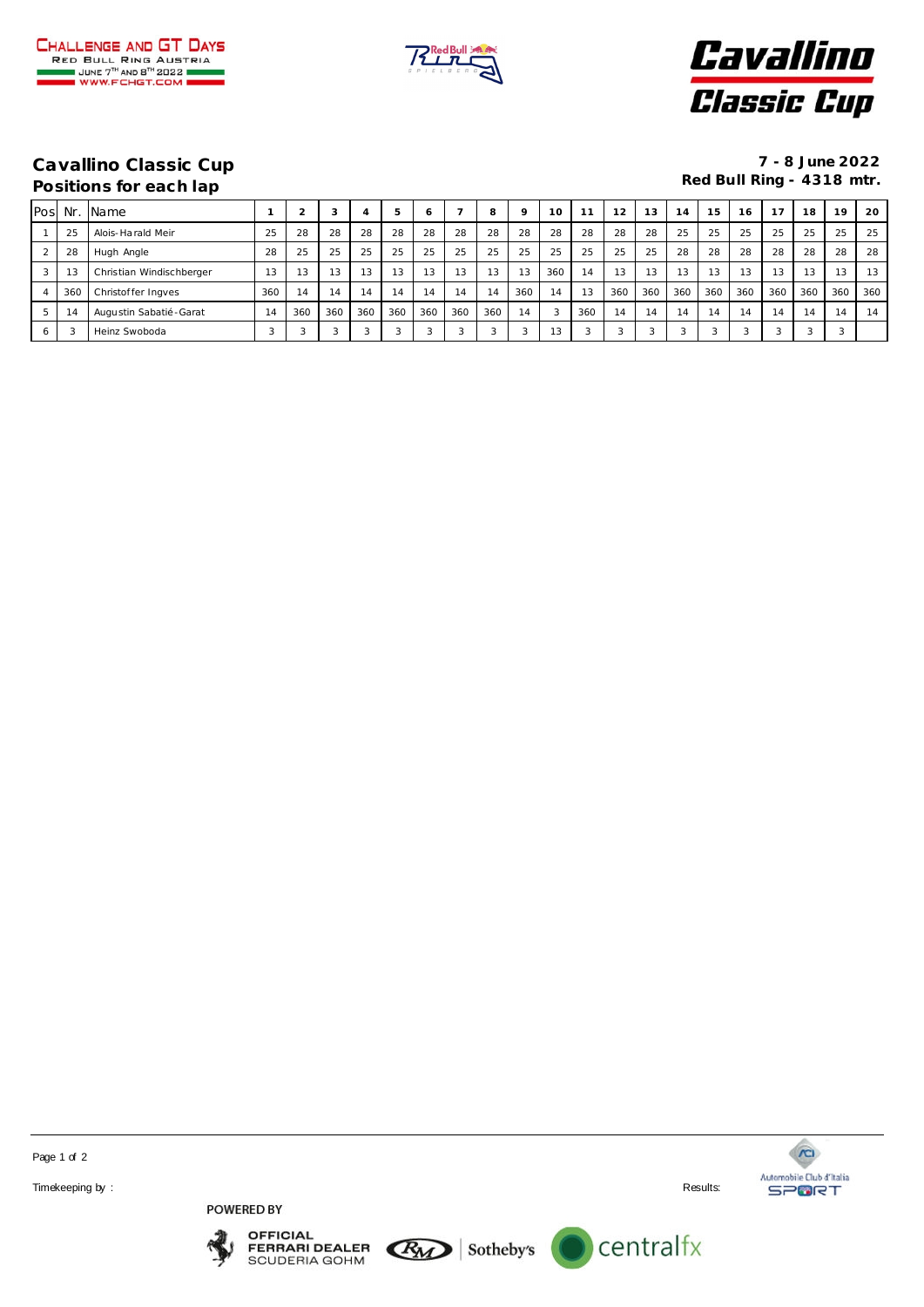## Cavallino Classic Cup

### Positions for each lap

**7 - 8 June 2022**
**Red Bull Ring - 4318 mtr.**

| Pos | Nr. | Name | 1 | 2 | 3 | 4 | 5 | 6 | 7 | 8 | 9 | 10 | 11 | 12 | 13 | 14 | 15 | 16 | 17 | 18 | 19 | 20 |
|---|---|---|---|---|---|---|---|---|---|---|---|---|---|---|---|---|---|---|---|---|---|---|
| 1 | 25 | Alois-Harald Meir | 25 | 28 | 28 | 28 | 28 | 28 | 28 | 28 | 28 | 28 | 28 | 28 | 28 | 25 | 25 | 25 | 25 | 25 | 25 | 25 |
| 2 | 28 | Hugh Angle | 28 | 25 | 25 | 25 | 25 | 25 | 25 | 25 | 25 | 25 | 25 | 25 | 25 | 28 | 28 | 28 | 28 | 28 | 28 | 28 |
| 3 | 13 | Christian Windischberger | 13 | 13 | 13 | 13 | 13 | 13 | 13 | 13 | 13 | 360 | 14 | 13 | 13 | 13 | 13 | 13 | 13 | 13 | 13 | 13 |
| 4 | 360 | Christoffer Ingves | 360 | 14 | 14 | 14 | 14 | 14 | 14 | 14 | 360 | 14 | 13 | 360 | 360 | 360 | 360 | 360 | 360 | 360 | 360 | 360 |
| 5 | 14 | Augustin Sabatié-Garat | 14 | 360 | 360 | 360 | 360 | 360 | 360 | 360 | 14 | 3 | 360 | 14 | 14 | 14 | 14 | 14 | 14 | 14 | 14 | 14 |
| 6 | 3 | Heinz Swoboda | 3 | 3 | 3 | 3 | 3 | 3 | 3 | 3 | 3 | 13 | 3 | 3 | 3 | 3 | 3 | 3 | 3 | 3 | 3 | |

Timekeeping by :

Results:

POWERED BY

OFFICIAL FERRARI DEALER SCUDERIA GOHM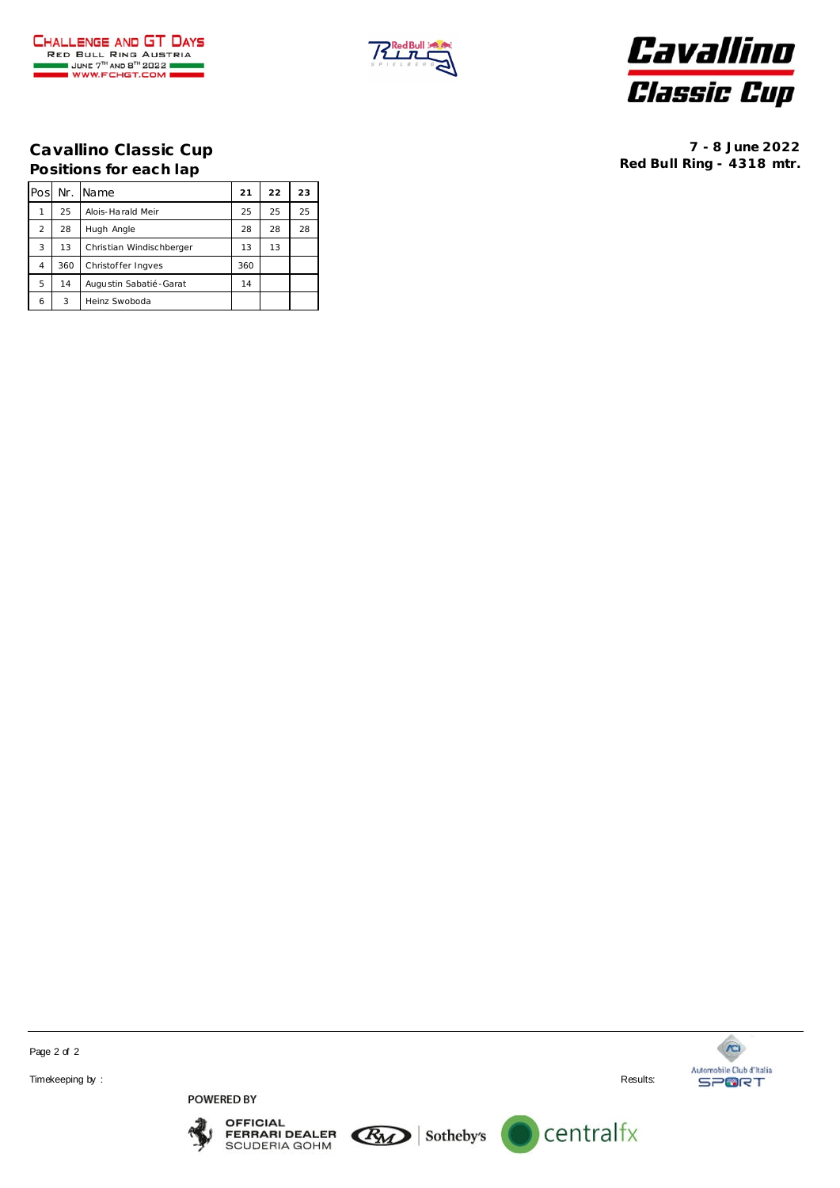CHALLENGE AND GT DAYS
RED BULL RING AUSTRIA
JUNE 7TH AND 8TH 2022
WWW.FCHGT.COM

Cavallino Classic Cup

## Cavallino Classic Cup

**Positions for each lap**

**7 - 8 June 2022**
**Red Bull Ring - 4318 mtr.**

| Pos | Nr. | Name | 21 | 22 | 23 |
|---|---|---|---|---|---|
| 1 | 25 | Alois-Harald Meir | 25 | 25 | 25 |
| 2 | 28 | Hugh Angle | 28 | 28 | 28 |
| 3 | 13 | Christian Windischberger | 13 | 13 | |
| 4 | 360 | Christoffer Ingves | 360 | | |
| 5 | 14 | Augustin Sabatié-Garat | 14 | | |
| 6 | 3 | Heinz Swoboda | | | |

Timekeeping by :

Results:

Automobile Club d'Italia SPORT

POWERED BY

OFFICIAL FERRARI DEALER SCUDERIA GOHM

RM Sotheby's

centralfx